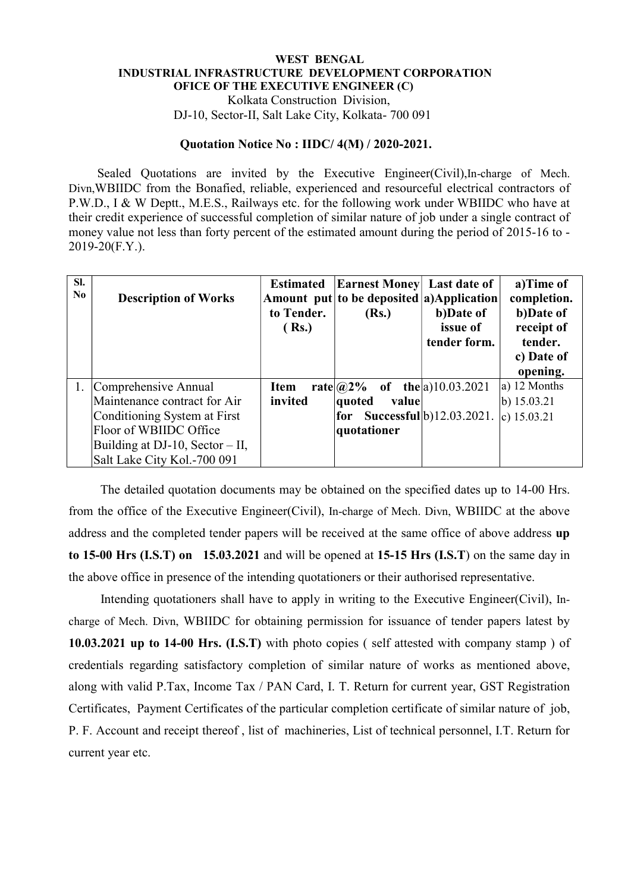**WEST BENGAL**
**INDUSTRIAL INFRASTRUCTURE DEVELOPMENT CORPORATION**
**OFICE OF THE EXECUTIVE ENGINEER (C)**
Kolkata Construction Division,
DJ-10, Sector-II, Salt Lake City, Kolkata- 700 091

**Quotation Notice No : IIDC/ 4(M) / 2020-2021.**

Sealed Quotations are invited by the Executive Engineer(Civil),In-charge of Mech. Divn,WBIIDC from the Bonafied, reliable, experienced and resourceful electrical contractors of P.W.D., I & W Deptt., M.E.S., Railways etc. for the following work under WBIIDC who have at their credit experience of successful completion of similar nature of job under a single contract of money value not less than forty percent of the estimated amount during the period of 2015-16 to -2019-20(F.Y.).

| Sl. No | Description of Works | Estimated Amount put to Tender. ( Rs.) | Earnest Money to be deposited (Rs.) | Last date of a)Application b)Date of issue of tender form. | a)Time of completion. b)Date of receipt of tender. c) Date of opening. |
|---|---|---|---|---|---|
| 1. | Comprehensive Annual Maintenance contract for Air Conditioning System at First Floor of WBIIDC Office Building at DJ-10, Sector – II, Salt Lake City Kol.-700 091 | **Item rate invited** | **@2% of the quoted value for Successful quotationer** | a)10.03.2021<br>b)12.03.2021. | a) 12 Months<br>b) 15.03.21<br>c) 15.03.21 |

The detailed quotation documents may be obtained on the specified dates up to 14-00 Hrs. from the office of the Executive Engineer(Civil), In-charge of Mech. Divn, WBIIDC at the above address and the completed tender papers will be received at the same office of above address **up to 15-00 Hrs (I.S.T) on 15.03.2021** and will be opened at **15-15 Hrs (I.S.T**) on the same day in the above office in presence of the intending quotationers or their authorised representative.

Intending quotationers shall have to apply in writing to the Executive Engineer(Civil), In-charge of Mech. Divn, WBIIDC for obtaining permission for issuance of tender papers latest by **10.03.2021 up to 14-00 Hrs. (I.S.T)** with photo copies ( self attested with company stamp ) of credentials regarding satisfactory completion of similar nature of works as mentioned above, along with valid P.Tax, Income Tax / PAN Card, I. T. Return for current year, GST Registration Certificates, Payment Certificates of the particular completion certificate of similar nature of job, P. F. Account and receipt thereof , list of machineries, List of technical personnel, I.T. Return for current year etc.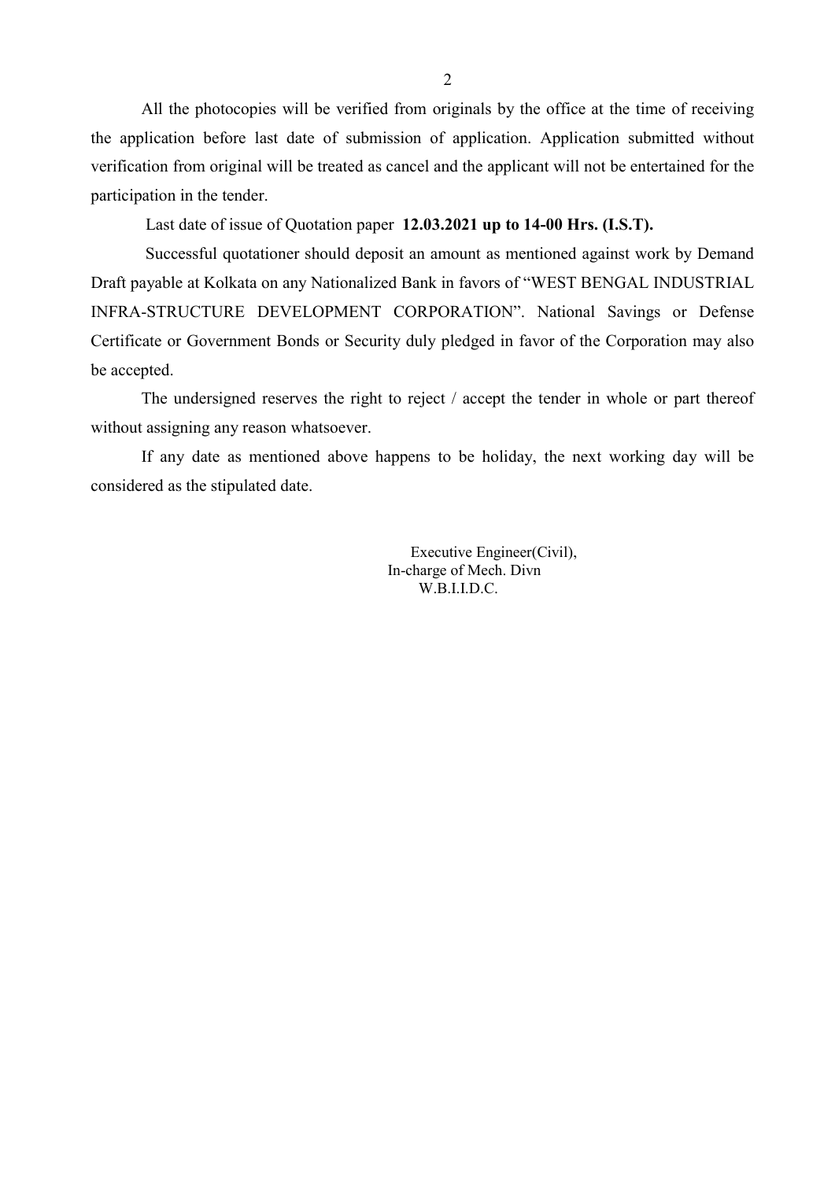All the photocopies will be verified from originals by the office at the time of receiving the application before last date of submission of application. Application submitted without verification from original will be treated as cancel and the applicant will not be entertained for the participation in the tender.

Last date of issue of Quotation paper **12.03.2021 up to 14-00 Hrs. (I.S.T).**

Successful quotationer should deposit an amount as mentioned against work by Demand Draft payable at Kolkata on any Nationalized Bank in favors of "WEST BENGAL INDUSTRIAL INFRA-STRUCTURE DEVELOPMENT CORPORATION". National Savings or Defense Certificate or Government Bonds or Security duly pledged in favor of the Corporation may also be accepted.

The undersigned reserves the right to reject / accept the tender in whole or part thereof without assigning any reason whatsoever.

If any date as mentioned above happens to be holiday, the next working day will be considered as the stipulated date.

Executive Engineer(Civil),
In-charge of Mech. Divn
W.B.I.I.D.C.